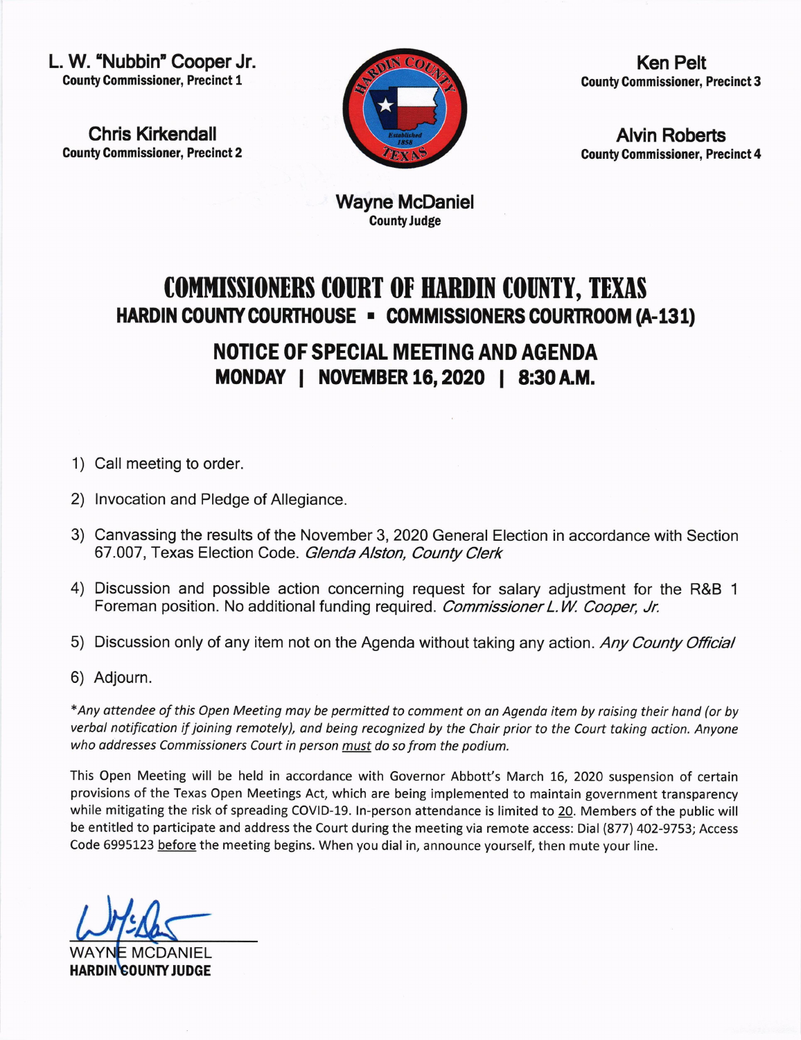**L. W. "Nubbin" Cooper Jr.**
**County Commissioner, Precinct 1**

**Chris Kirkendall**
**County Commissioner, Precinct 2**

**Ken Pelt**
**County Commissioner, Precinct 3**

**Alvin Roberts**
**County Commissioner, Precinct 4**

**Wayne McDaniel**
**County Judge**

# COMMISSIONERS COURT OF HARDIN COUNTY, TEXAS

### HARDIN COUNTY COURTHOUSE ▪ COMMISSIONERS COURTROOM (A-131)

## NOTICE OF SPECIAL MEETING AND AGENDA

### MONDAY | NOVEMBER 16, 2020 | 8:30 A.M.

1) Call meeting to order.
2) Invocation and Pledge of Allegiance.
3) Canvassing the results of the November 3, 2020 General Election in accordance with Section 67.007, Texas Election Code. *Glenda Alston, County Clerk*
4) Discussion and possible action concerning request for salary adjustment for the R&B 1 Foreman position. No additional funding required. *Commissioner L.W. Cooper, Jr.*
5) Discussion only of any item not on the Agenda without taking any action. *Any County Official*
6) Adjourn.

**Any attendee of this Open Meeting may be permitted to comment on an Agenda item by raising their hand (or by verbal notification if joining remotely), and being recognized by the Chair prior to the Court taking action. Anyone who addresses Commissioners Court in person* <u>*must*</u> *do so from the podium.*

This Open Meeting will be held in accordance with Governor Abbott's March 16, 2020 suspension of certain provisions of the Texas Open Meetings Act, which are being implemented to maintain government transparency while mitigating the risk of spreading COVID-19. In-person attendance is limited to <u>20</u>. Members of the public will be entitled to participate and address the Court during the meeting via remote access: Dial (877) 402-9753; Access Code 6995123 <u>before</u> the meeting begins. When you dial in, announce yourself, then mute your line.

WAYNE MCDANIEL
**HARDIN COUNTY JUDGE**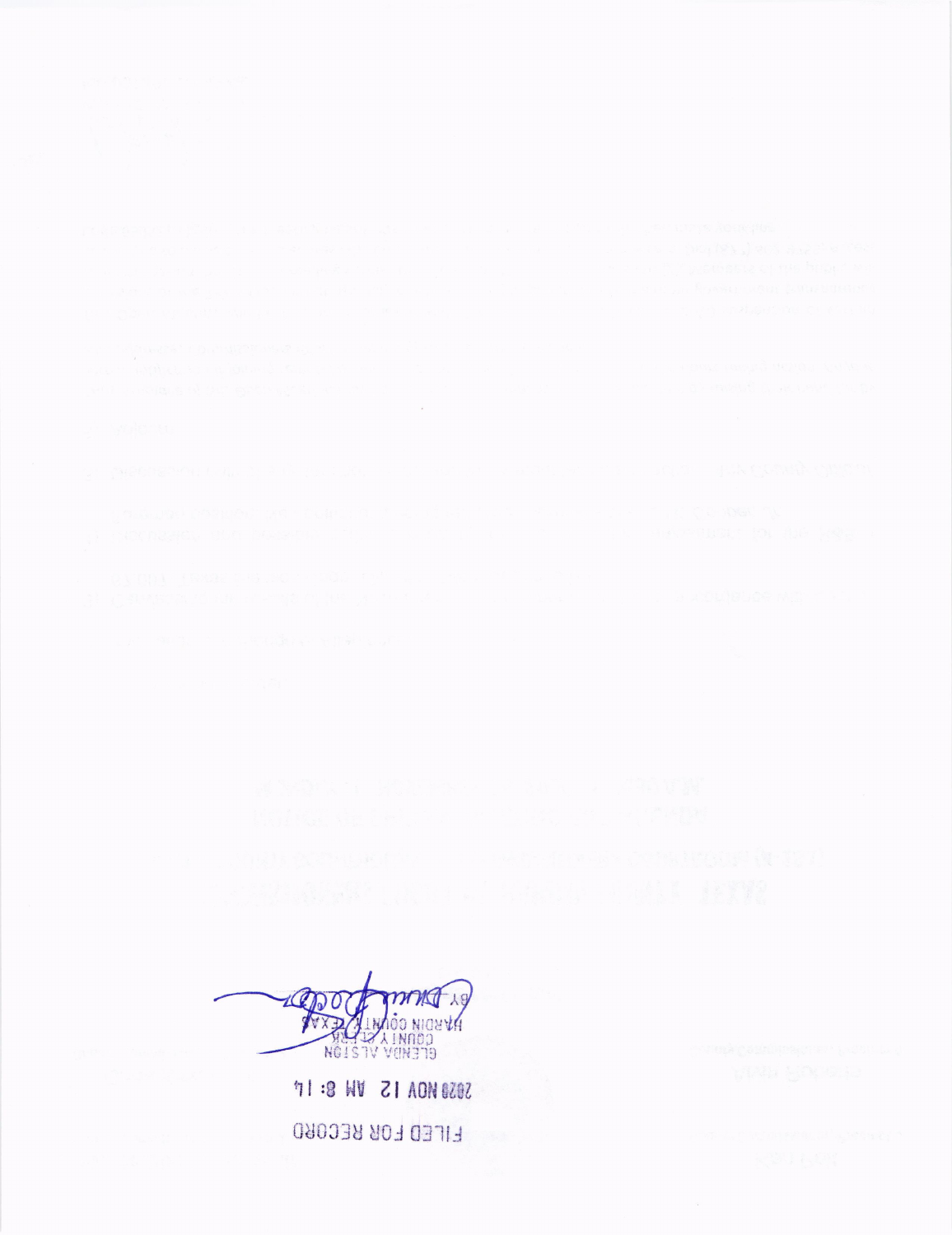FILED FOR RECORD

2020 NOV 12 AM 8:14

GLENDA ALSTON
COUNTY CLERK
HARDIN COUNTY, TEXAS

BY